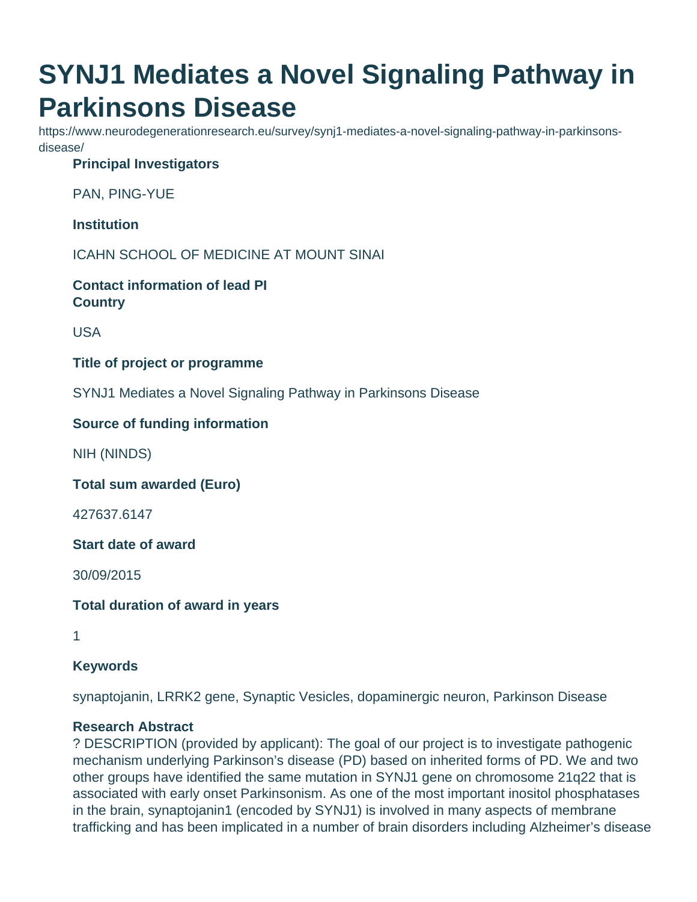# SYNJ1 Mediates a Novel Signaling Pathway in Parkinsons Disease

https://www.neurodegenerationresearch.eu/survey/synj1-mediates-a-novel-signaling-pathway-in-parkinsons-disease/

**Principal Investigators**

PAN, PING-YUE

**Institution**

ICAHN SCHOOL OF MEDICINE AT MOUNT SINAI

**Contact information of lead PI**
**Country**

USA

**Title of project or programme**

SYNJ1 Mediates a Novel Signaling Pathway in Parkinsons Disease

**Source of funding information**

NIH (NINDS)

**Total sum awarded (Euro)**

427637.6147

**Start date of award**

30/09/2015

**Total duration of award in years**

1

**Keywords**

synaptojanin, LRRK2 gene, Synaptic Vesicles, dopaminergic neuron, Parkinson Disease

**Research Abstract**

? DESCRIPTION (provided by applicant): The goal of our project is to investigate pathogenic mechanism underlying Parkinson's disease (PD) based on inherited forms of PD. We and two other groups have identified the same mutation in SYNJ1 gene on chromosome 21q22 that is associated with early onset Parkinsonism. As one of the most important inositol phosphatases in the brain, synaptojanin1 (encoded by SYNJ1) is involved in many aspects of membrane trafficking and has been implicated in a number of brain disorders including Alzheimer's disease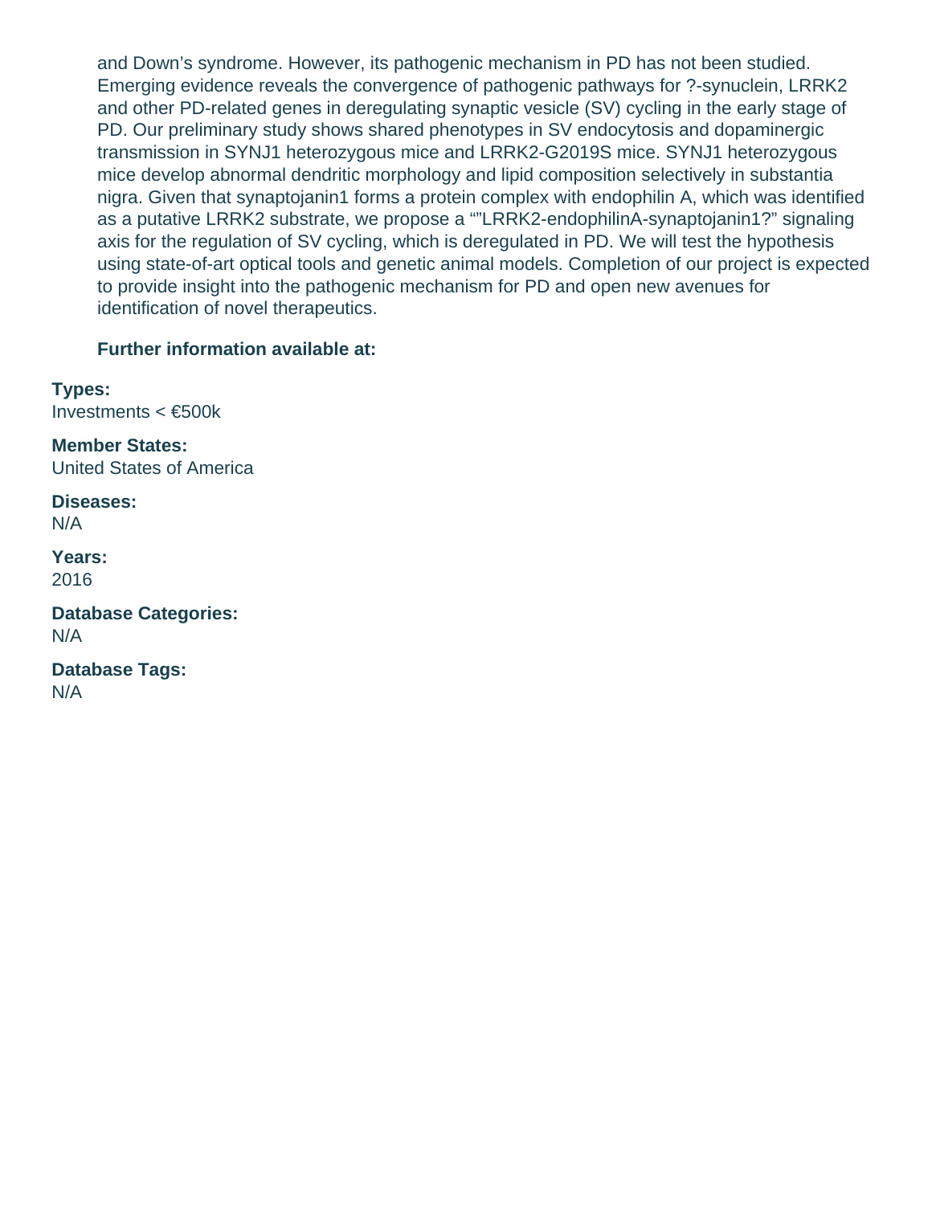and Down's syndrome. However, its pathogenic mechanism in PD has not been studied. Emerging evidence reveals the convergence of pathogenic pathways for ?-synuclein, LRRK2 and other PD-related genes in deregulating synaptic vesicle (SV) cycling in the early stage of PD. Our preliminary study shows shared phenotypes in SV endocytosis and dopaminergic transmission in SYNJ1 heterozygous mice and LRRK2-G2019S mice. SYNJ1 heterozygous mice develop abnormal dendritic morphology and lipid composition selectively in substantia nigra. Given that synaptojanin1 forms a protein complex with endophilin A, which was identified as a putative LRRK2 substrate, we propose a “”LRRK2-endophilinA-synaptojanin1?” signaling axis for the regulation of SV cycling, which is deregulated in PD. We will test the hypothesis using state-of-art optical tools and genetic animal models. Completion of our project is expected to provide insight into the pathogenic mechanism for PD and open new avenues for identification of novel therapeutics.

**Further information available at:**

**Types:**
Investments < €500k

**Member States:**
United States of America

**Diseases:**
N/A

**Years:**
2016

**Database Categories:**
N/A

**Database Tags:**
N/A